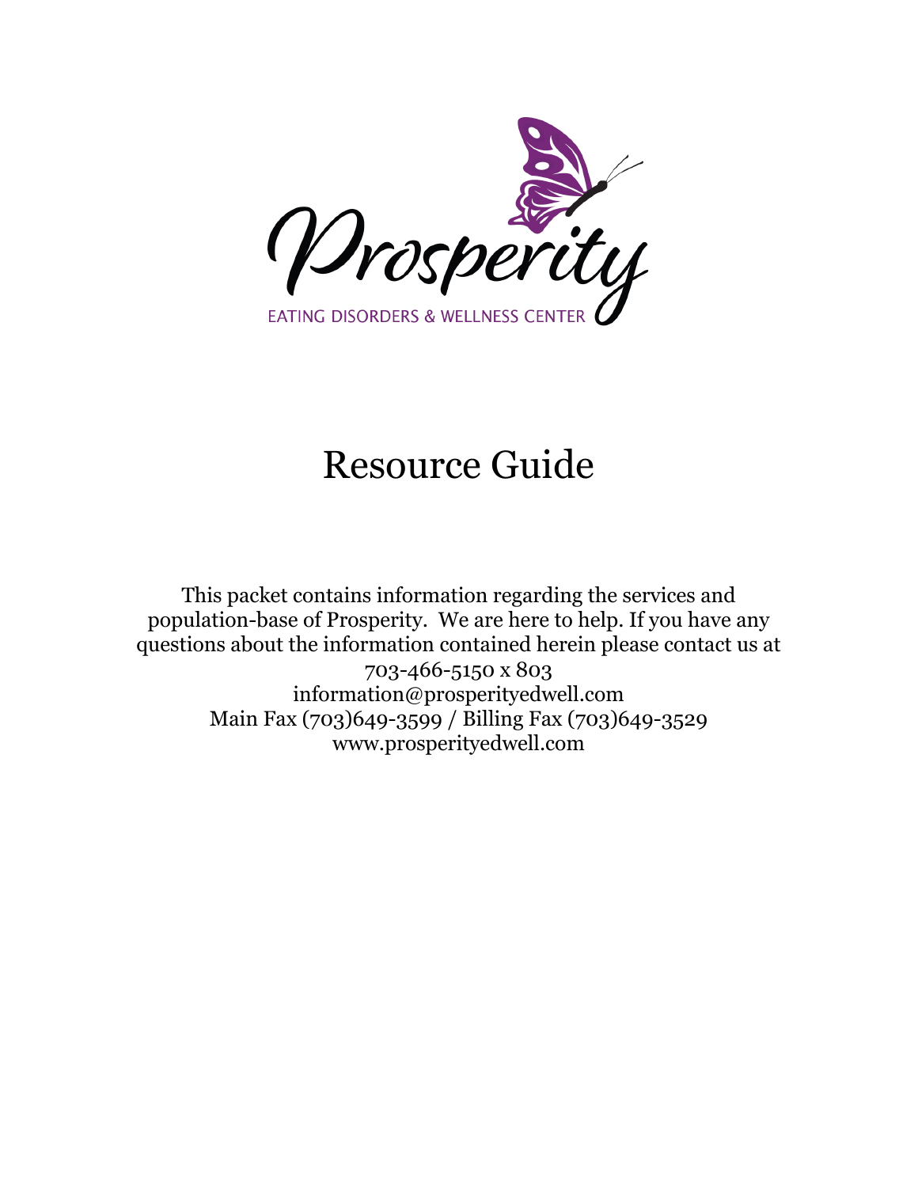Prosperity

EATING DISORDERS & WELLNESS CENTER

# Resource Guide

This packet contains information regarding the services and population-base of Prosperity. We are here to help. If you have any questions about the information contained herein please contact us at

703-466-5150 x 803

information@prosperityedwell.com

Main Fax (703)649-3599 / Billing Fax (703)649-3529

www.prosperityedwell.com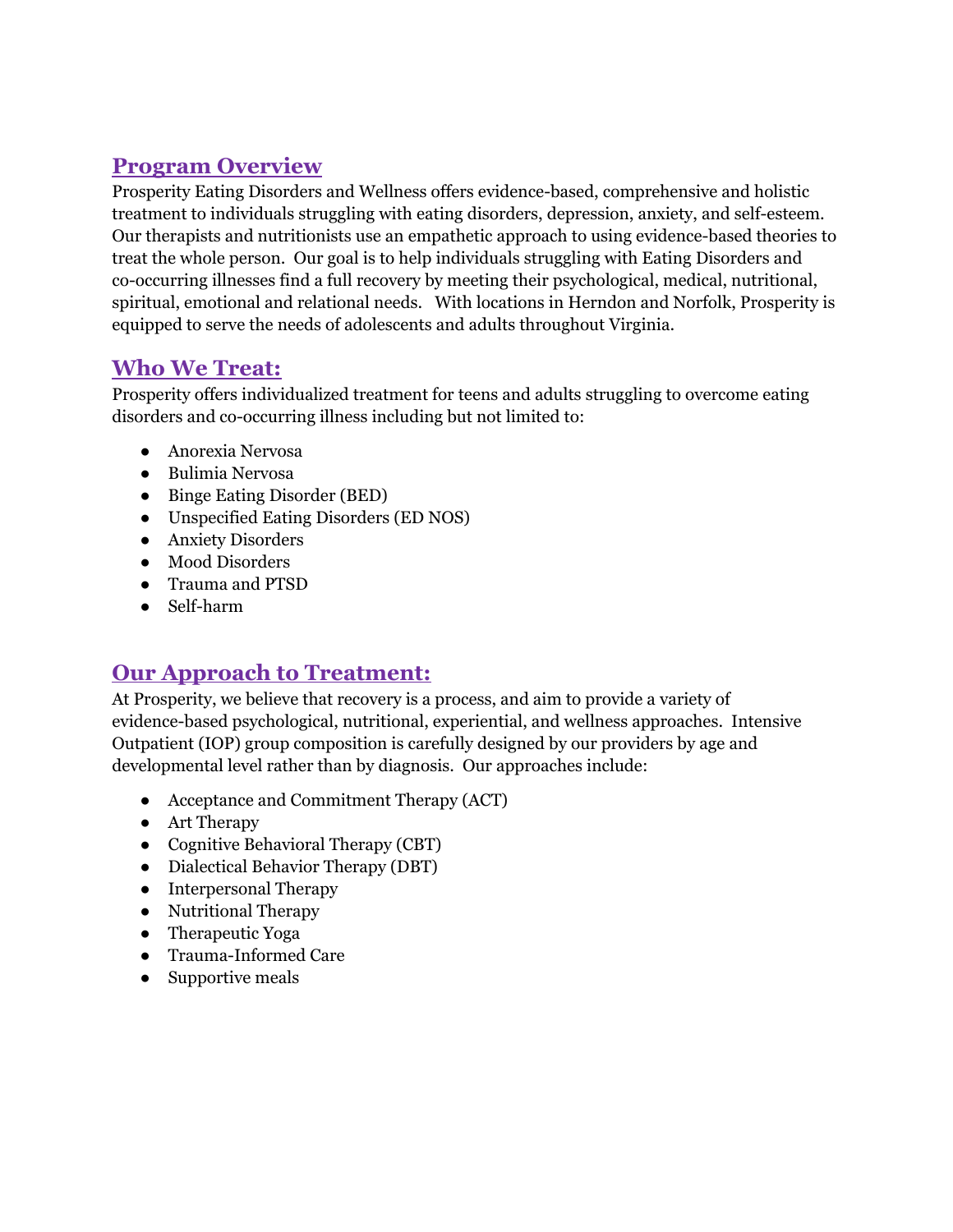## Program Overview

Prosperity Eating Disorders and Wellness offers evidence-based, comprehensive and holistic treatment to individuals struggling with eating disorders, depression, anxiety, and self-esteem. Our therapists and nutritionists use an empathetic approach to using evidence-based theories to treat the whole person. Our goal is to help individuals struggling with Eating Disorders and co-occurring illnesses find a full recovery by meeting their psychological, medical, nutritional, spiritual, emotional and relational needs. With locations in Herndon and Norfolk, Prosperity is equipped to serve the needs of adolescents and adults throughout Virginia.

## Who We Treat:

Prosperity offers individualized treatment for teens and adults struggling to overcome eating disorders and co-occurring illness including but not limited to:

- Anorexia Nervosa
- Bulimia Nervosa
- Binge Eating Disorder (BED)
- Unspecified Eating Disorders (ED NOS)
- Anxiety Disorders
- Mood Disorders
- Trauma and PTSD
- Self-harm

## Our Approach to Treatment:

At Prosperity, we believe that recovery is a process, and aim to provide a variety of evidence-based psychological, nutritional, experiential, and wellness approaches. Intensive Outpatient (IOP) group composition is carefully designed by our providers by age and developmental level rather than by diagnosis. Our approaches include:

- Acceptance and Commitment Therapy (ACT)
- Art Therapy
- Cognitive Behavioral Therapy (CBT)
- Dialectical Behavior Therapy (DBT)
- Interpersonal Therapy
- Nutritional Therapy
- Therapeutic Yoga
- Trauma-Informed Care
- Supportive meals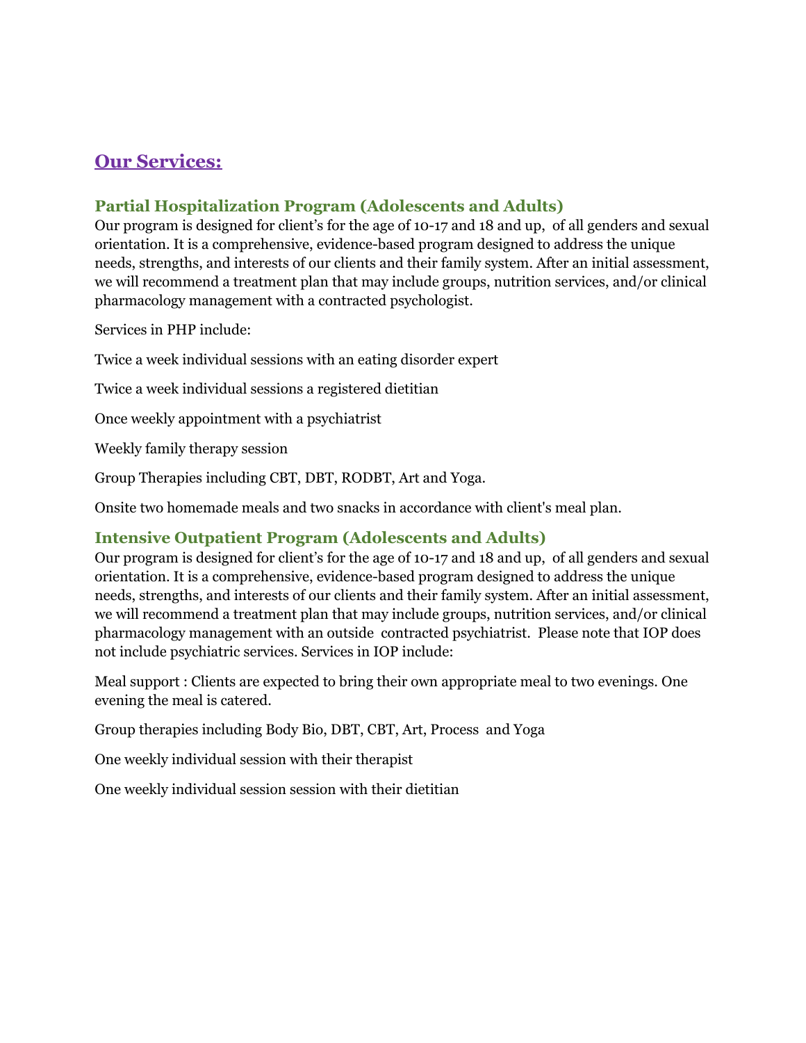## Our Services:

### Partial Hospitalization Program (Adolescents and Adults)

Our program is designed for client's for the age of 10-17 and 18 and up,  of all genders and sexual orientation. It is a comprehensive, evidence-based program designed to address the unique needs, strengths, and interests of our clients and their family system. After an initial assessment, we will recommend a treatment plan that may include groups, nutrition services, and/or clinical pharmacology management with a contracted psychologist.

Services in PHP include:

Twice a week individual sessions with an eating disorder expert

Twice a week individual sessions a registered dietitian

Once weekly appointment with a psychiatrist

Weekly family therapy session

Group Therapies including CBT, DBT, RODBT, Art and Yoga.

Onsite two homemade meals and two snacks in accordance with client's meal plan.

### Intensive Outpatient Program (Adolescents and Adults)

Our program is designed for client's for the age of 10-17 and 18 and up,  of all genders and sexual orientation. It is a comprehensive, evidence-based program designed to address the unique needs, strengths, and interests of our clients and their family system. After an initial assessment, we will recommend a treatment plan that may include groups, nutrition services, and/or clinical pharmacology management with an outside  contracted psychiatrist.  Please note that IOP does not include psychiatric services. Services in IOP include:

Meal support : Clients are expected to bring their own appropriate meal to two evenings. One evening the meal is catered.

Group therapies including Body Bio, DBT, CBT, Art, Process  and Yoga

One weekly individual session with their therapist

One weekly individual session session with their dietitian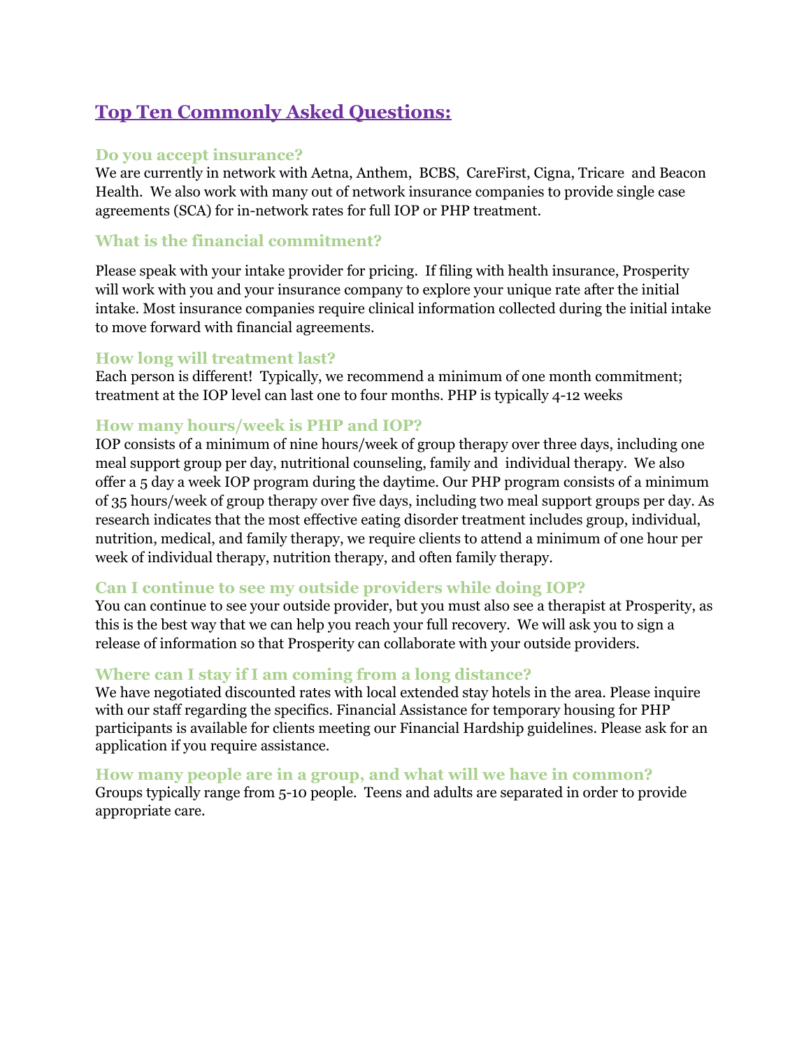## Top Ten Commonly Asked Questions:

### Do you accept insurance?

We are currently in network with Aetna, Anthem, BCBS, CareFirst, Cigna, Tricare and Beacon Health. We also work with many out of network insurance companies to provide single case agreements (SCA) for in-network rates for full IOP or PHP treatment.

### What is the financial commitment?

Please speak with your intake provider for pricing. If filing with health insurance, Prosperity will work with you and your insurance company to explore your unique rate after the initial intake. Most insurance companies require clinical information collected during the initial intake to move forward with financial agreements.

### How long will treatment last?

Each person is different! Typically, we recommend a minimum of one month commitment; treatment at the IOP level can last one to four months. PHP is typically 4-12 weeks

### How many hours/week is PHP and IOP?

IOP consists of a minimum of nine hours/week of group therapy over three days, including one meal support group per day, nutritional counseling, family and individual therapy. We also offer a 5 day a week IOP program during the daytime. Our PHP program consists of a minimum of 35 hours/week of group therapy over five days, including two meal support groups per day. As research indicates that the most effective eating disorder treatment includes group, individual, nutrition, medical, and family therapy, we require clients to attend a minimum of one hour per week of individual therapy, nutrition therapy, and often family therapy.

### Can I continue to see my outside providers while doing IOP?

You can continue to see your outside provider, but you must also see a therapist at Prosperity, as this is the best way that we can help you reach your full recovery. We will ask you to sign a release of information so that Prosperity can collaborate with your outside providers.

### Where can I stay if I am coming from a long distance?

We have negotiated discounted rates with local extended stay hotels in the area. Please inquire with our staff regarding the specifics. Financial Assistance for temporary housing for PHP participants is available for clients meeting our Financial Hardship guidelines. Please ask for an application if you require assistance.

### How many people are in a group, and what will we have in common?

Groups typically range from 5-10 people. Teens and adults are separated in order to provide appropriate care.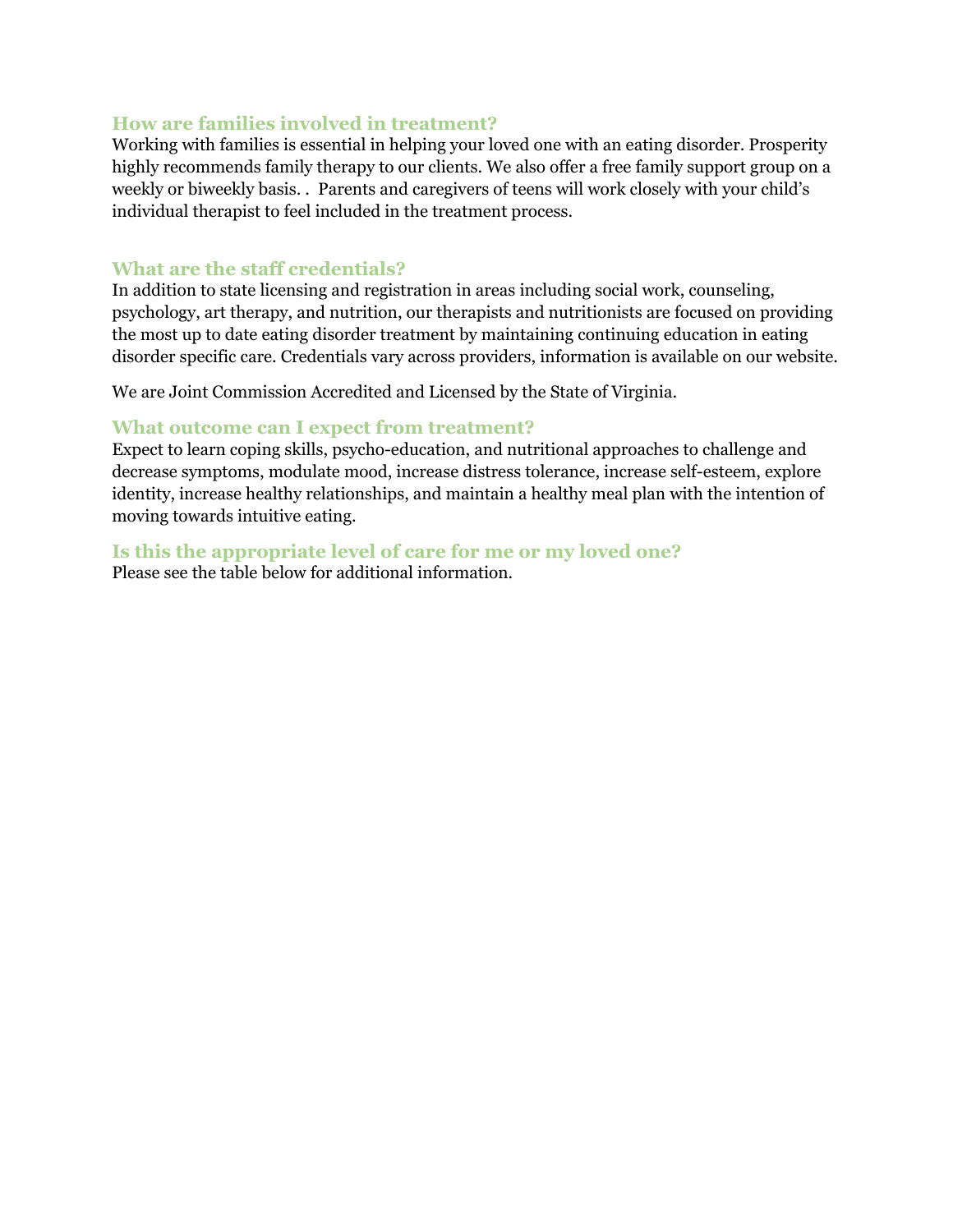### How are families involved in treatment?

Working with families is essential in helping your loved one with an eating disorder. Prosperity highly recommends family therapy to our clients. We also offer a free family support group on a weekly or biweekly basis. .  Parents and caregivers of teens will work closely with your child's individual therapist to feel included in the treatment process.

### What are the staff credentials?

In addition to state licensing and registration in areas including social work, counseling, psychology, art therapy, and nutrition, our therapists and nutritionists are focused on providing the most up to date eating disorder treatment by maintaining continuing education in eating disorder specific care. Credentials vary across providers, information is available on our website.

We are Joint Commission Accredited and Licensed by the State of Virginia.

### What outcome can I expect from treatment?

Expect to learn coping skills, psycho-education, and nutritional approaches to challenge and decrease symptoms, modulate mood, increase distress tolerance, increase self-esteem, explore identity, increase healthy relationships, and maintain a healthy meal plan with the intention of moving towards intuitive eating.

### Is this the appropriate level of care for me or my loved one?

Please see the table below for additional information.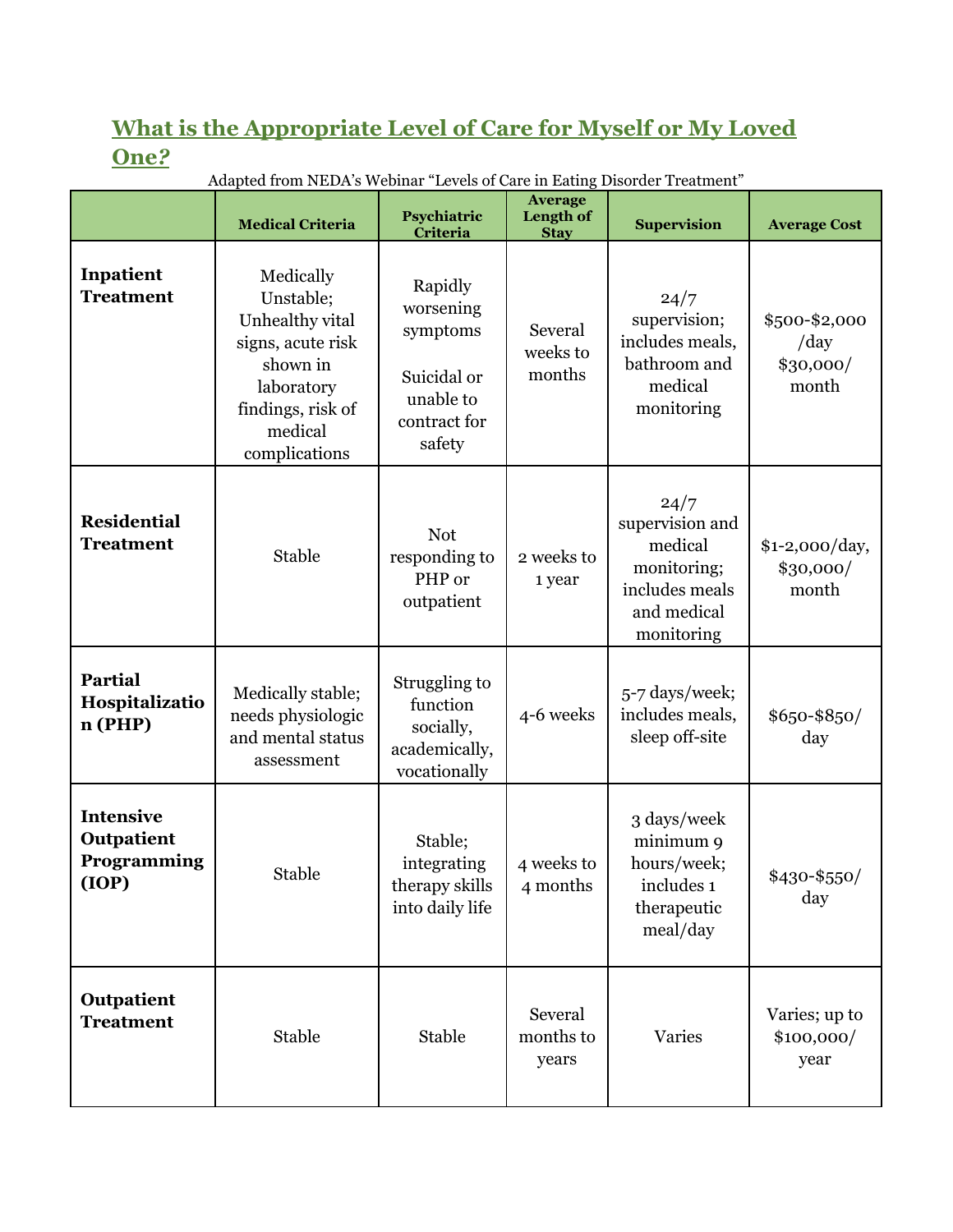## What is the Appropriate Level of Care for Myself or My Loved One?

Adapted from NEDA's Webinar "Levels of Care in Eating Disorder Treatment"

| | Medical Criteria | Psychiatric Criteria | Average Length of Stay | Supervision | Average Cost |
|---|---|---|---|---|---|
| **Inpatient Treatment** | Medically Unstable; Unhealthy vital signs, acute risk shown in laboratory findings, risk of medical complications | Rapidly worsening symptoms<br><br>Suicidal or unable to contract for safety | Several weeks to months | 24/7 supervision; includes meals, bathroom and medical monitoring | $500-$2,000 /day $30,000/ month |
| **Residential Treatment** | Stable | Not responding to PHP or outpatient | 2 weeks to 1 year | 24/7 supervision and medical monitoring; includes meals and medical monitoring | $1-2,000/day, $30,000/ month |
| **Partial Hospitalization (PHP)** | Medically stable; needs physiologic and mental status assessment | Struggling to function socially, academically, vocationally | 4-6 weeks | 5-7 days/week; includes meals, sleep off-site | $650-$850/ day |
| **Intensive Outpatient Programming (IOP)** | Stable | Stable; integrating therapy skills into daily life | 4 weeks to 4 months | 3 days/week minimum 9 hours/week; includes 1 therapeutic meal/day | $430-$550/ day |
| **Outpatient Treatment** | Stable | Stable | Several months to years | Varies | Varies; up to $100,000/ year |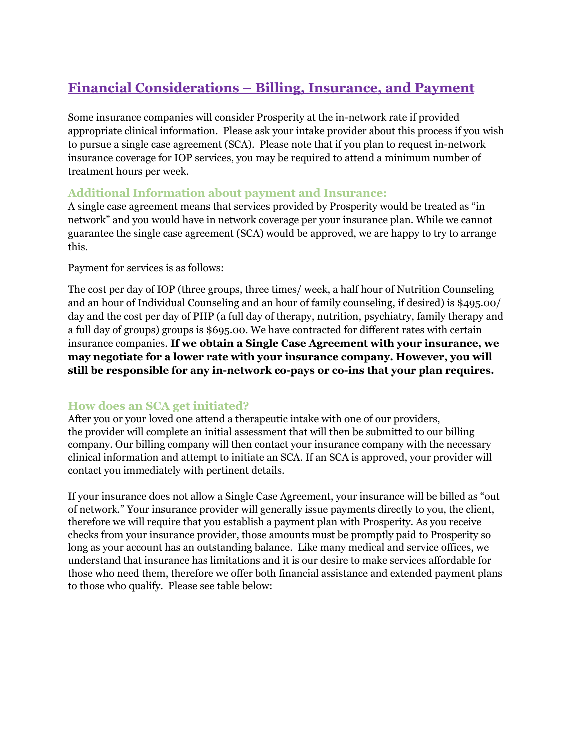## Financial Considerations – Billing, Insurance, and Payment

Some insurance companies will consider Prosperity at the in-network rate if provided appropriate clinical information. Please ask your intake provider about this process if you wish to pursue a single case agreement (SCA). Please note that if you plan to request in-network insurance coverage for IOP services, you may be required to attend a minimum number of treatment hours per week.

### Additional Information about payment and Insurance:

A single case agreement means that services provided by Prosperity would be treated as "in network" and you would have in network coverage per your insurance plan. While we cannot guarantee the single case agreement (SCA) would be approved, we are happy to try to arrange this.

Payment for services is as follows:

The cost per day of IOP (three groups, three times/ week, a half hour of Nutrition Counseling and an hour of Individual Counseling and an hour of family counseling, if desired) is $495.00/ day and the cost per day of PHP (a full day of therapy, nutrition, psychiatry, family therapy and a full day of groups) groups is $695.00. We have contracted for different rates with certain insurance companies. **If we obtain a Single Case Agreement with your insurance, we may negotiate for a lower rate with your insurance company. However, you will still be responsible for any in-network co-pays or co-ins that your plan requires.**

### How does an SCA get initiated?

After you or your loved one attend a therapeutic intake with one of our providers, the provider will complete an initial assessment that will then be submitted to our billing company. Our billing company will then contact your insurance company with the necessary clinical information and attempt to initiate an SCA. If an SCA is approved, your provider will contact you immediately with pertinent details.

If your insurance does not allow a Single Case Agreement, your insurance will be billed as "out of network." Your insurance provider will generally issue payments directly to you, the client, therefore we will require that you establish a payment plan with Prosperity. As you receive checks from your insurance provider, those amounts must be promptly paid to Prosperity so long as your account has an outstanding balance. Like many medical and service offices, we understand that insurance has limitations and it is our desire to make services affordable for those who need them, therefore we offer both financial assistance and extended payment plans to those who qualify. Please see table below: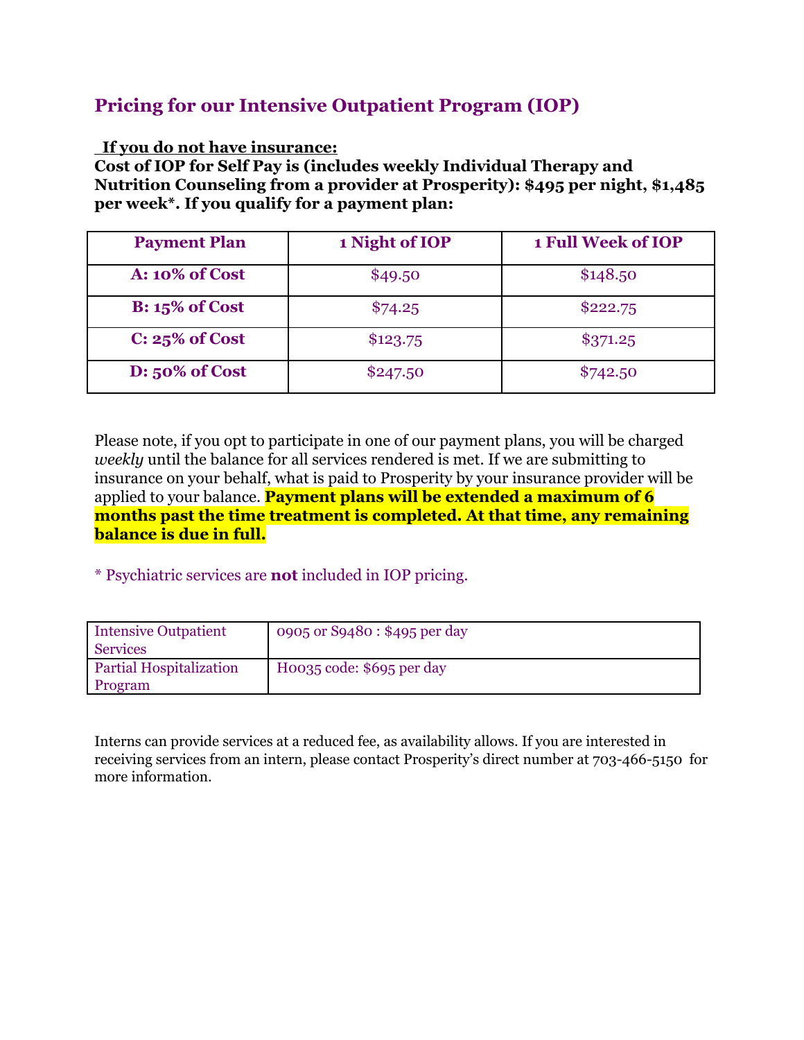## Pricing for our Intensive Outpatient Program (IOP)

**If you do not have insurance:**

**Cost of IOP for Self Pay is (includes weekly Individual Therapy and Nutrition Counseling from a provider at Prosperity): $495 per night, $1,485 per week*. If you qualify for a payment plan:**

| Payment Plan | 1 Night of IOP | 1 Full Week of IOP |
|---|---|---|
| **A: 10% of Cost** | $49.50 | $148.50 |
| **B: 15% of Cost** | $74.25 | $222.75 |
| **C: 25% of Cost** | $123.75 | $371.25 |
| **D: 50% of Cost** | $247.50 | $742.50 |

Please note, if you opt to participate in one of our payment plans, you will be charged *weekly* until the balance for all services rendered is met. If we are submitting to insurance on your behalf, what is paid to Prosperity by your insurance provider will be applied to your balance. **Payment plans will be extended a maximum of 6 months past the time treatment is completed. At that time, any remaining balance is due in full.**

* Psychiatric services are **not** included in IOP pricing.

| | |
|---|---|
| Intensive Outpatient Services | 0905 or S9480 : $495 per day |
| Partial Hospitalization Program | H0035 code: $695 per day |

Interns can provide services at a reduced fee, as availability allows. If you are interested in receiving services from an intern, please contact Prosperity's direct number at 703-466-5150 for more information.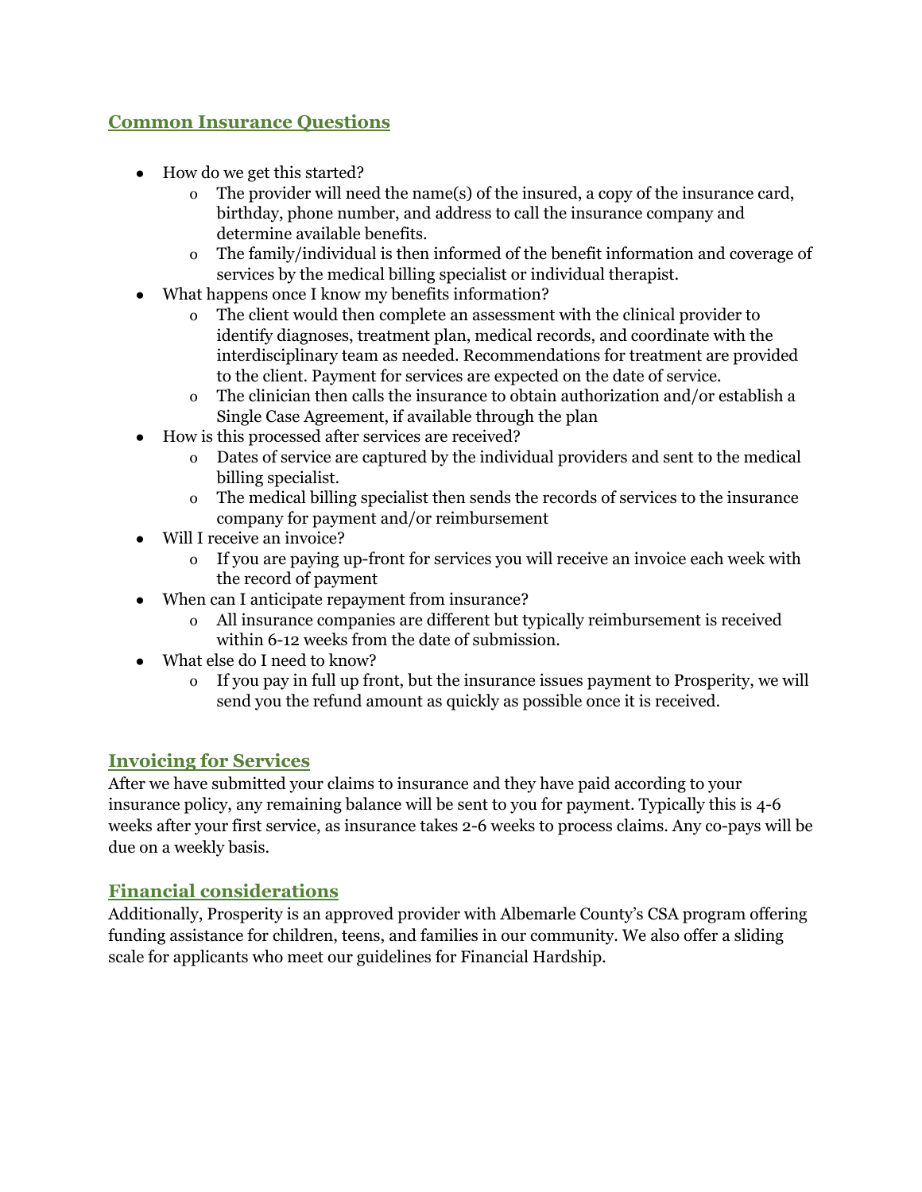## Common Insurance Questions

- How do we get this started?
  - The provider will need the name(s) of the insured, a copy of the insurance card, birthday, phone number, and address to call the insurance company and determine available benefits.
  - The family/individual is then informed of the benefit information and coverage of services by the medical billing specialist or individual therapist.
- What happens once I know my benefits information?
  - The client would then complete an assessment with the clinical provider to identify diagnoses, treatment plan, medical records, and coordinate with the interdisciplinary team as needed. Recommendations for treatment are provided to the client. Payment for services are expected on the date of service.
  - The clinician then calls the insurance to obtain authorization and/or establish a Single Case Agreement, if available through the plan
- How is this processed after services are received?
  - Dates of service are captured by the individual providers and sent to the medical billing specialist.
  - The medical billing specialist then sends the records of services to the insurance company for payment and/or reimbursement
- Will I receive an invoice?
  - If you are paying up-front for services you will receive an invoice each week with the record of payment
- When can I anticipate repayment from insurance?
  - All insurance companies are different but typically reimbursement is received within 6-12 weeks from the date of submission.
- What else do I need to know?
  - If you pay in full up front, but the insurance issues payment to Prosperity, we will send you the refund amount as quickly as possible once it is received.

## Invoicing for Services

After we have submitted your claims to insurance and they have paid according to your insurance policy, any remaining balance will be sent to you for payment. Typically this is 4-6 weeks after your first service, as insurance takes 2-6 weeks to process claims. Any co-pays will be due on a weekly basis.

## Financial considerations

Additionally, Prosperity is an approved provider with Albemarle County's CSA program offering funding assistance for children, teens, and families in our community. We also offer a sliding scale for applicants who meet our guidelines for Financial Hardship.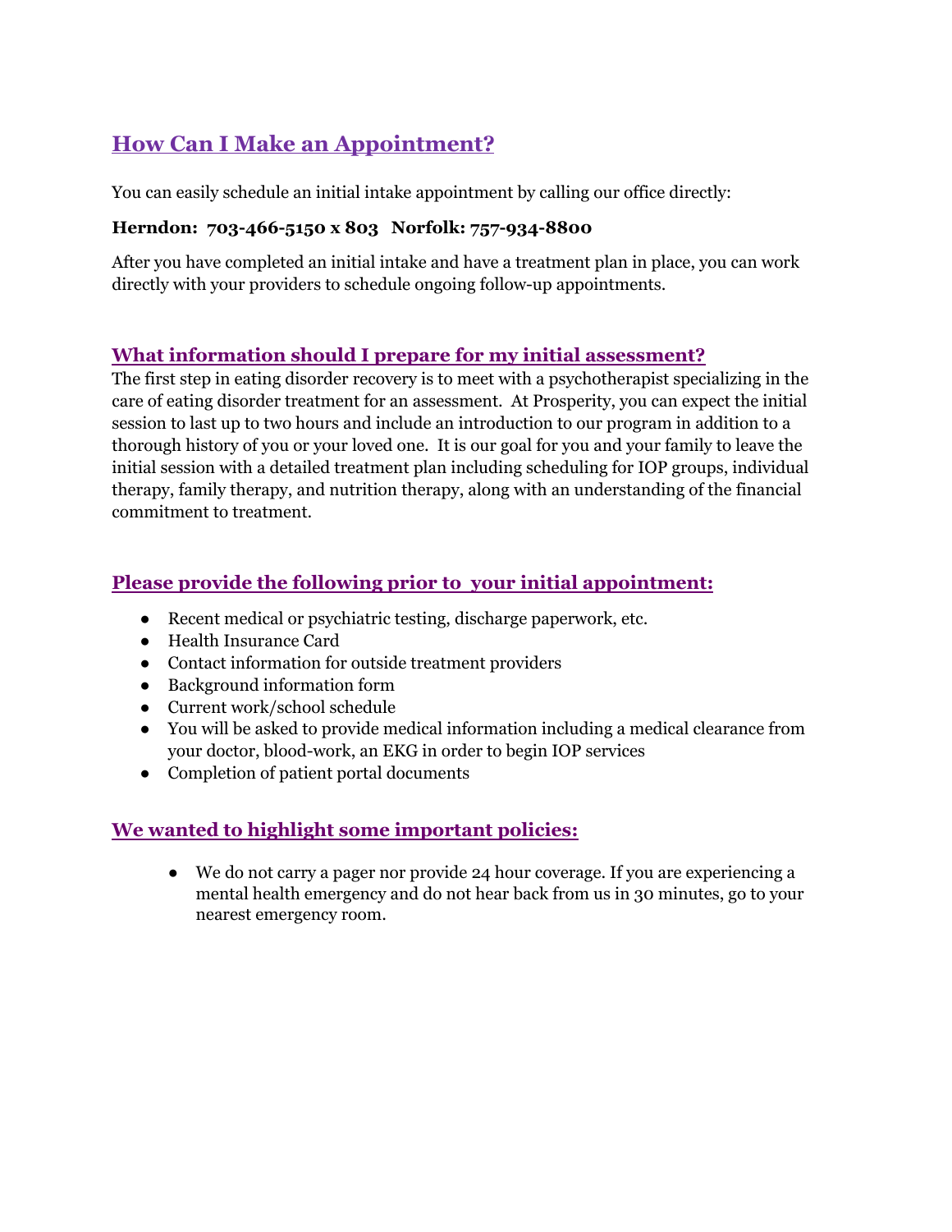## How Can I Make an Appointment?

You can easily schedule an initial intake appointment by calling our office directly:

**Herndon: 703-466-5150 x 803 Norfolk: 757-934-8800**

After you have completed an initial intake and have a treatment plan in place, you can work directly with your providers to schedule ongoing follow-up appointments.

## What information should I prepare for my initial assessment?

The first step in eating disorder recovery is to meet with a psychotherapist specializing in the care of eating disorder treatment for an assessment. At Prosperity, you can expect the initial session to last up to two hours and include an introduction to our program in addition to a thorough history of you or your loved one. It is our goal for you and your family to leave the initial session with a detailed treatment plan including scheduling for IOP groups, individual therapy, family therapy, and nutrition therapy, along with an understanding of the financial commitment to treatment.

## Please provide the following prior to your initial appointment:

- Recent medical or psychiatric testing, discharge paperwork, etc.
- Health Insurance Card
- Contact information for outside treatment providers
- Background information form
- Current work/school schedule
- You will be asked to provide medical information including a medical clearance from your doctor, blood-work, an EKG in order to begin IOP services
- Completion of patient portal documents

## We wanted to highlight some important policies:

- We do not carry a pager nor provide 24 hour coverage. If you are experiencing a mental health emergency and do not hear back from us in 30 minutes, go to your nearest emergency room.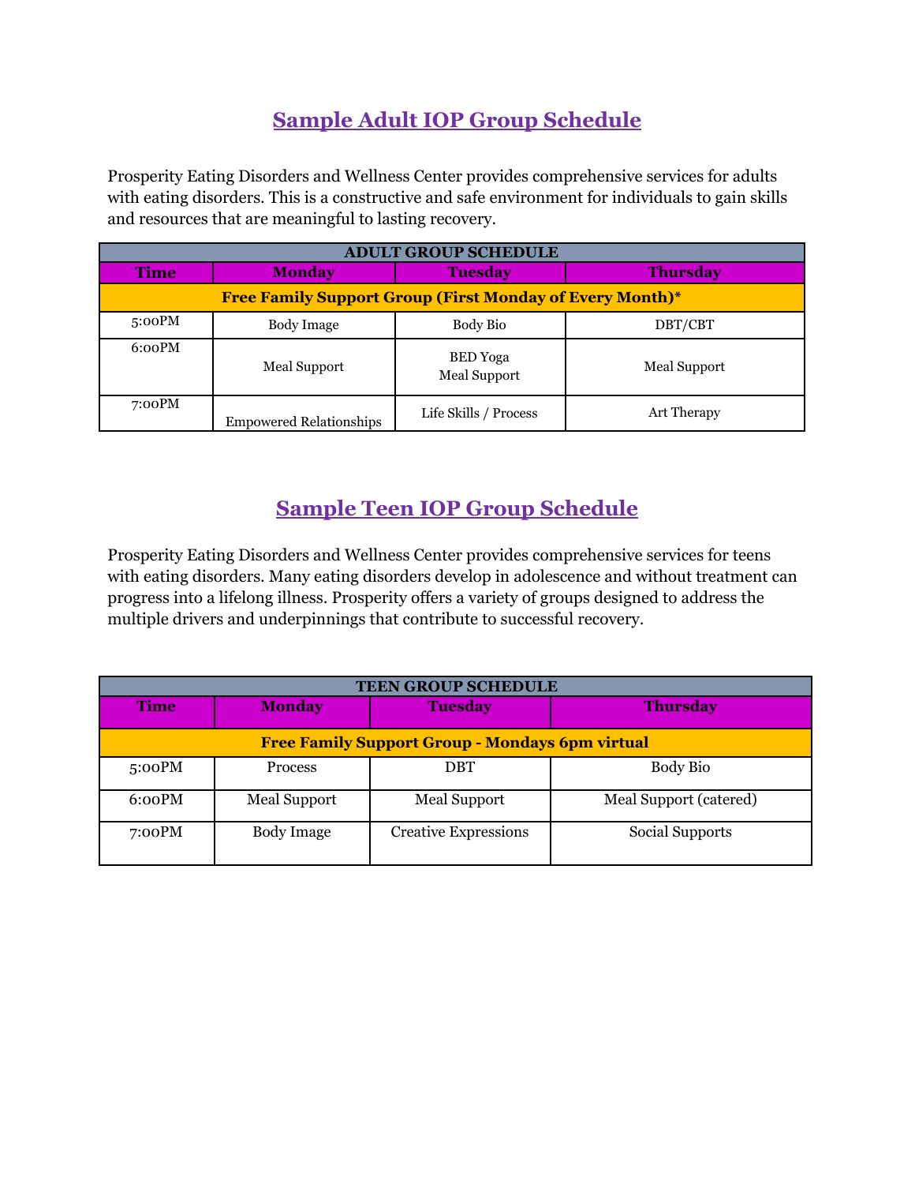## Sample Adult IOP Group Schedule

Prosperity Eating Disorders and Wellness Center provides comprehensive services for adults with eating disorders. This is a constructive and safe environment for individuals to gain skills and resources that are meaningful to lasting recovery.

| ADULT GROUP SCHEDULE | | | |
|---|---|---|---|
| **Time** | **Monday** | **Tuesday** | **Thursday** |
| **Free Family Support Group (First Monday of Every Month)*** | | | |
| 5:00PM | Body Image | Body Bio | DBT/CBT |
| 6:00PM | Meal Support | BED Yoga<br>Meal Support | Meal Support |
| 7:00PM | Empowered Relationships | Life Skills / Process | Art Therapy |

## Sample Teen IOP Group Schedule

Prosperity Eating Disorders and Wellness Center provides comprehensive services for teens with eating disorders. Many eating disorders develop in adolescence and without treatment can progress into a lifelong illness. Prosperity offers a variety of groups designed to address the multiple drivers and underpinnings that contribute to successful recovery.

| TEEN GROUP SCHEDULE | | | |
|---|---|---|---|
| **Time** | **Monday** | **Tuesday** | **Thursday** |
| **Free Family Support Group - Mondays 6pm virtual** | | | |
| 5:00PM | Process | DBT | Body Bio |
| 6:00PM | Meal Support | Meal Support | Meal Support (catered) |
| 7:00PM | Body Image | Creative Expressions | Social Supports |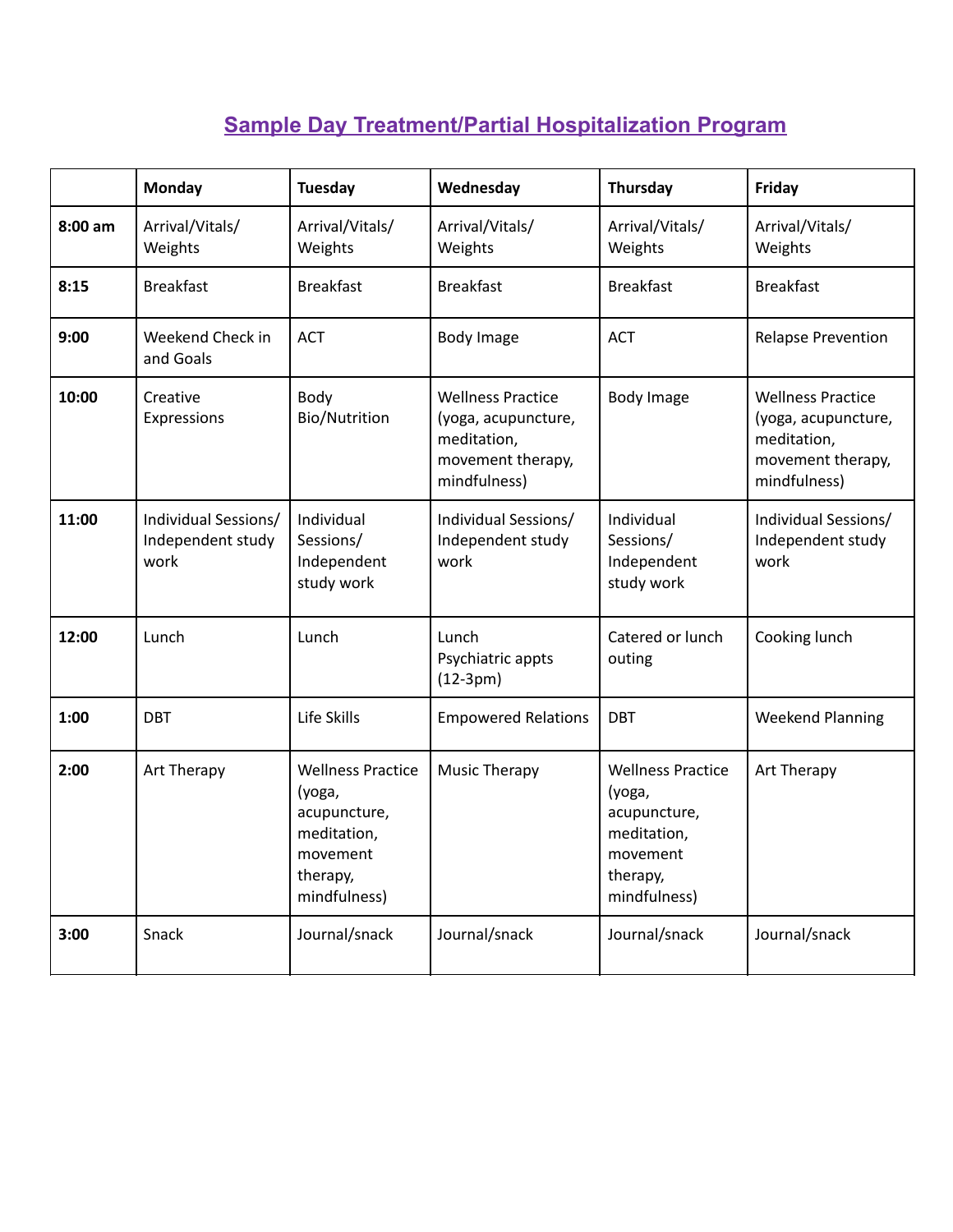# Sample Day Treatment/Partial Hospitalization Program

| | Monday | Tuesday | Wednesday | Thursday | Friday |
|---|---|---|---|---|---|
| **8:00 am** | Arrival/Vitals/ Weights | Arrival/Vitals/ Weights | Arrival/Vitals/ Weights | Arrival/Vitals/ Weights | Arrival/Vitals/ Weights |
| **8:15** | Breakfast | Breakfast | Breakfast | Breakfast | Breakfast |
| **9:00** | Weekend Check in and Goals | ACT | Body Image | ACT | Relapse Prevention |
| **10:00** | Creative Expressions | Body Bio/Nutrition | Wellness Practice (yoga, acupuncture, meditation, movement therapy, mindfulness) | Body Image | Wellness Practice (yoga, acupuncture, meditation, movement therapy, mindfulness) |
| **11:00** | Individual Sessions/ Independent study work | Individual Sessions/ Independent study work | Individual Sessions/ Independent study work | Individual Sessions/ Independent study work | Individual Sessions/ Independent study work |
| **12:00** | Lunch | Lunch | Lunch<br>Psychiatric appts (12-3pm) | Catered or lunch outing | Cooking lunch |
| **1:00** | DBT | Life Skills | Empowered Relations | DBT | Weekend Planning |
| **2:00** | Art Therapy | Wellness Practice (yoga, acupuncture, meditation, movement therapy, mindfulness) | Music Therapy | Wellness Practice (yoga, acupuncture, meditation, movement therapy, mindfulness) | Art Therapy |
| **3:00** | Snack | Journal/snack | Journal/snack | Journal/snack | Journal/snack |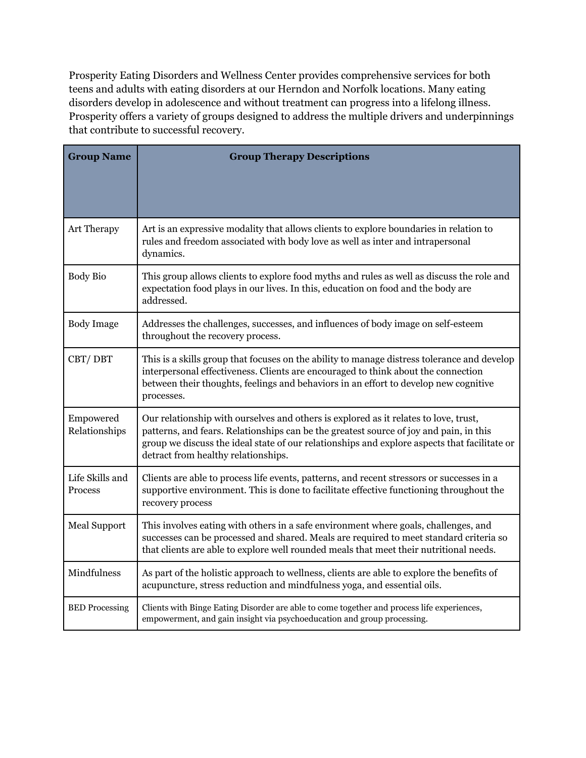Prosperity Eating Disorders and Wellness Center provides comprehensive services for both teens and adults with eating disorders at our Herndon and Norfolk locations. Many eating disorders develop in adolescence and without treatment can progress into a lifelong illness. Prosperity offers a variety of groups designed to address the multiple drivers and underpinnings that contribute to successful recovery.

| **Group Name** | **Group Therapy Descriptions** |
|---|---|
| Art Therapy | Art is an expressive modality that allows clients to explore boundaries in relation to rules and freedom associated with body love as well as inter and intrapersonal dynamics. |
| Body Bio | This group allows clients to explore food myths and rules as well as discuss the role and expectation food plays in our lives. In this, education on food and the body are addressed. |
| Body Image | Addresses the challenges, successes, and influences of body image on self-esteem throughout the recovery process. |
| CBT/ DBT | This is a skills group that focuses on the ability to manage distress tolerance and develop interpersonal effectiveness. Clients are encouraged to think about the connection between their thoughts, feelings and behaviors in an effort to develop new cognitive processes. |
| Empowered Relationships | Our relationship with ourselves and others is explored as it relates to love, trust, patterns, and fears. Relationships can be the greatest source of joy and pain, in this group we discuss the ideal state of our relationships and explore aspects that facilitate or detract from healthy relationships. |
| Life Skills and Process | Clients are able to process life events, patterns, and recent stressors or successes in a supportive environment. This is done to facilitate effective functioning throughout the recovery process |
| Meal Support | This involves eating with others in a safe environment where goals, challenges, and successes can be processed and shared. Meals are required to meet standard criteria so that clients are able to explore well rounded meals that meet their nutritional needs. |
| Mindfulness | As part of the holistic approach to wellness, clients are able to explore the benefits of acupuncture, stress reduction and mindfulness yoga, and essential oils. |
| BED Processing | Clients with Binge Eating Disorder are able to come together and process life experiences, empowerment, and gain insight via psychoeducation and group processing. |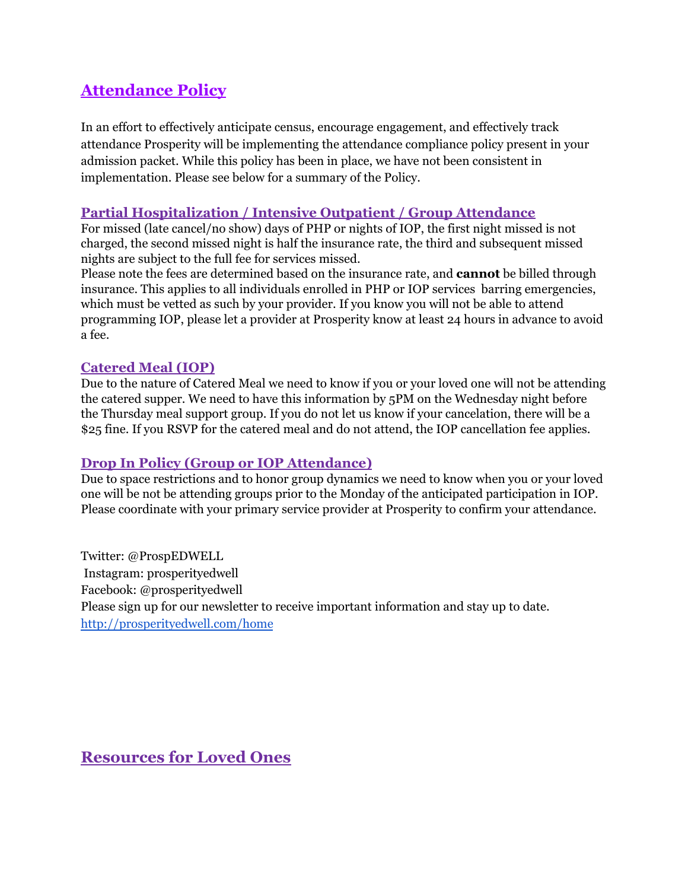## Attendance Policy

In an effort to effectively anticipate census, encourage engagement, and effectively track attendance Prosperity will be implementing the attendance compliance policy present in your admission packet. While this policy has been in place, we have not been consistent in implementation. Please see below for a summary of the Policy.

### Partial Hospitalization / Intensive Outpatient / Group Attendance

For missed (late cancel/no show) days of PHP or nights of IOP, the first night missed is not charged, the second missed night is half the insurance rate, the third and subsequent missed nights are subject to the full fee for services missed.

Please note the fees are determined based on the insurance rate, and **cannot** be billed through insurance. This applies to all individuals enrolled in PHP or IOP services barring emergencies, which must be vetted as such by your provider. If you know you will not be able to attend programming IOP, please let a provider at Prosperity know at least 24 hours in advance to avoid a fee.

### Catered Meal (IOP)

Due to the nature of Catered Meal we need to know if you or your loved one will not be attending the catered supper. We need to have this information by 5PM on the Wednesday night before the Thursday meal support group. If you do not let us know if your cancelation, there will be a $25 fine. If you RSVP for the catered meal and do not attend, the IOP cancellation fee applies.

### Drop In Policy (Group or IOP Attendance)

Due to space restrictions and to honor group dynamics we need to know when you or your loved one will be not be attending groups prior to the Monday of the anticipated participation in IOP. Please coordinate with your primary service provider at Prosperity to confirm your attendance.

Twitter: @ProspEDWELL
Instagram: prosperityedwell
Facebook: @prosperityedwell
Please sign up for our newsletter to receive important information and stay up to date.
http://prosperityedwell.com/home

## Resources for Loved Ones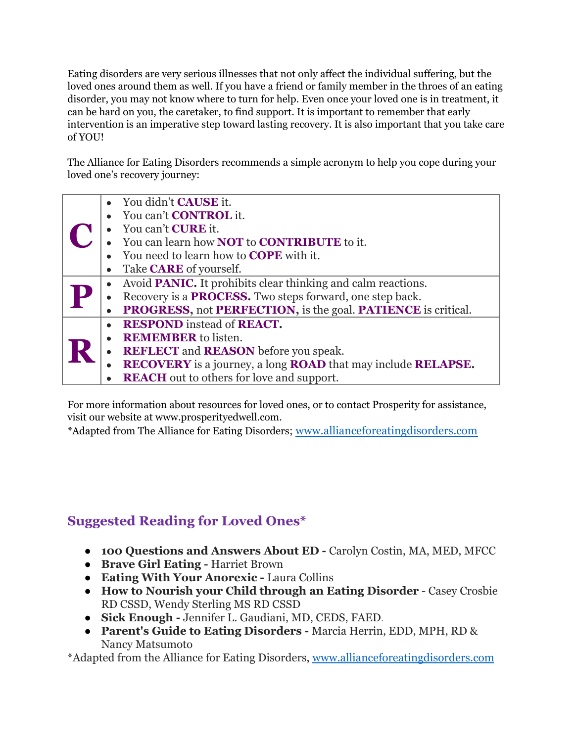Eating disorders are very serious illnesses that not only affect the individual suffering, but the loved ones around them as well. If you have a friend or family member in the throes of an eating disorder, you may not know where to turn for help. Even once your loved one is in treatment, it can be hard on you, the caretaker, to find support. It is important to remember that early intervention is an imperative step toward lasting recovery. It is also important that you take care of YOU!

The Alliance for Eating Disorders recommends a simple acronym to help you cope during your loved one's recovery journey:

| | |
|---|---|
| **C** | • You didn't **CAUSE** it.<br>• You can't **CONTROL** it.<br>• You can't **CURE** it.<br>• You can learn how **NOT** to **CONTRIBUTE** to it.<br>• You need to learn how to **COPE** with it.<br>• Take **CARE** of yourself. |
| **P** | • Avoid **PANIC.** It prohibits clear thinking and calm reactions.<br>• Recovery is a **PROCESS.** Two steps forward, one step back.<br>• **PROGRESS,** not **PERFECTION,** is the goal. **PATIENCE** is critical. |
| **R** | • **RESPOND** instead of **REACT.**<br>• **REMEMBER** to listen.<br>• **REFLECT** and **REASON** before you speak.<br>• **RECOVERY** is a journey, a long **ROAD** that may include **RELAPSE.**<br>• **REACH** out to others for love and support. |

For more information about resources for loved ones, or to contact Prosperity for assistance, visit our website at www.prosperityedwell.com.
*Adapted from The Alliance for Eating Disorders; www.allianceforeatingdisorders.com

## Suggested Reading for Loved Ones*

- **100 Questions and Answers About ED -** Carolyn Costin, MA, MED, MFCC
- **Brave Girl Eating -** Harriet Brown
- **Eating With Your Anorexic -** Laura Collins
- **How to Nourish your Child through an Eating Disorder** - Casey Crosbie RD CSSD, Wendy Sterling MS RD CSSD
- **Sick Enough -** Jennifer L. Gaudiani, MD, CEDS, FAED.
- **Parent's Guide to Eating Disorders -** Marcia Herrin, EDD, MPH, RD & Nancy Matsumoto

*Adapted from the Alliance for Eating Disorders, www.allianceforeatingdisorders.com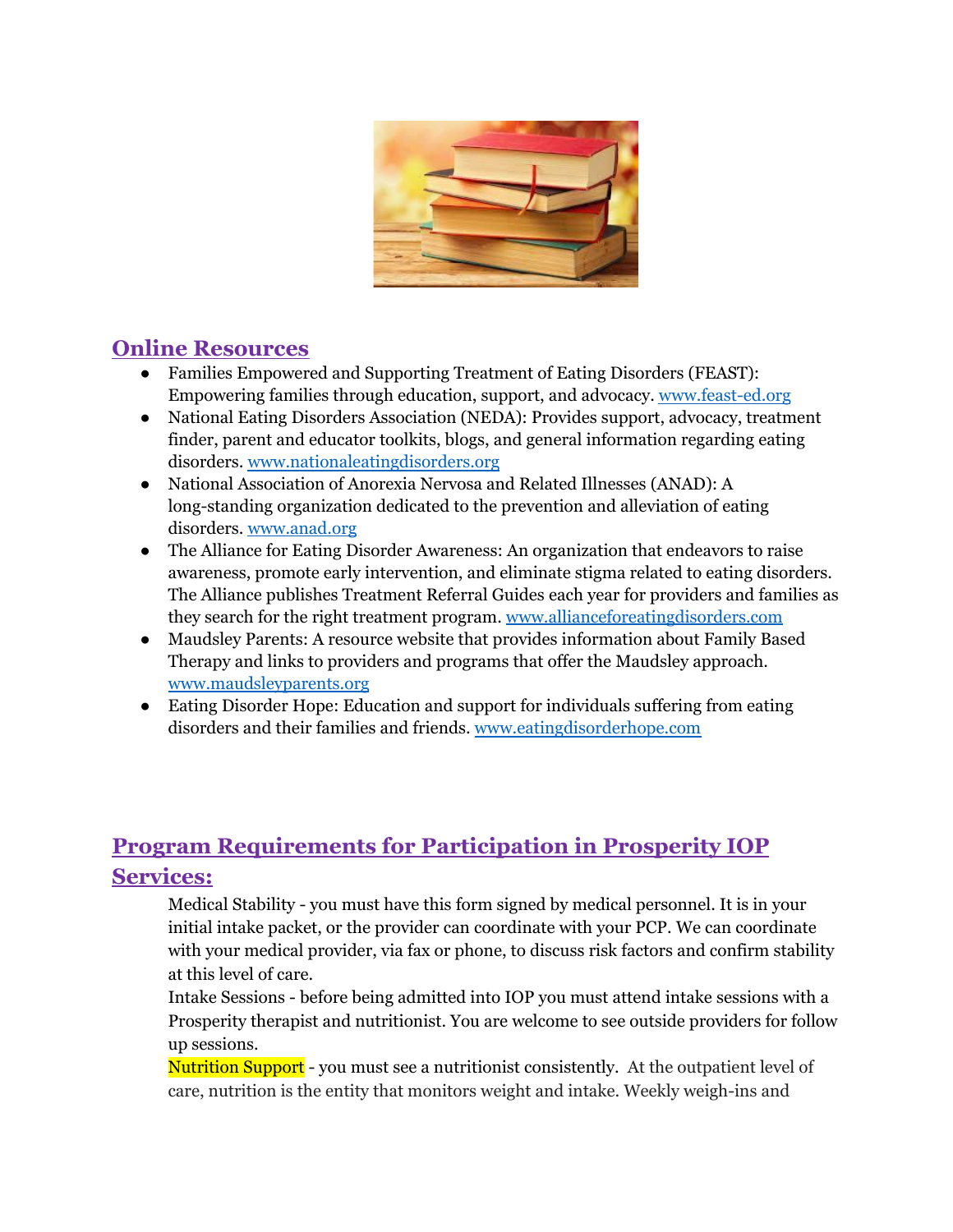## Online Resources

- Families Empowered and Supporting Treatment of Eating Disorders (FEAST): Empowering families through education, support, and advocacy. www.feast-ed.org
- National Eating Disorders Association (NEDA): Provides support, advocacy, treatment finder, parent and educator toolkits, blogs, and general information regarding eating disorders. www.nationaleatingdisorders.org
- National Association of Anorexia Nervosa and Related Illnesses (ANAD): A long-standing organization dedicated to the prevention and alleviation of eating disorders. www.anad.org
- The Alliance for Eating Disorder Awareness: An organization that endeavors to raise awareness, promote early intervention, and eliminate stigma related to eating disorders. The Alliance publishes Treatment Referral Guides each year for providers and families as they search for the right treatment program. www.allianceforeatingdisorders.com
- Maudsley Parents: A resource website that provides information about Family Based Therapy and links to providers and programs that offer the Maudsley approach. www.maudsleyparents.org
- Eating Disorder Hope: Education and support for individuals suffering from eating disorders and their families and friends. www.eatingdisorderhope.com

## Program Requirements for Participation in Prosperity IOP Services:

Medical Stability - you must have this form signed by medical personnel. It is in your initial intake packet, or the provider can coordinate with your PCP. We can coordinate with your medical provider, via fax or phone, to discuss risk factors and confirm stability at this level of care.

Intake Sessions - before being admitted into IOP you must attend intake sessions with a Prosperity therapist and nutritionist. You are welcome to see outside providers for follow up sessions.

Nutrition Support - you must see a nutritionist consistently. At the outpatient level of care, nutrition is the entity that monitors weight and intake. Weekly weigh-ins and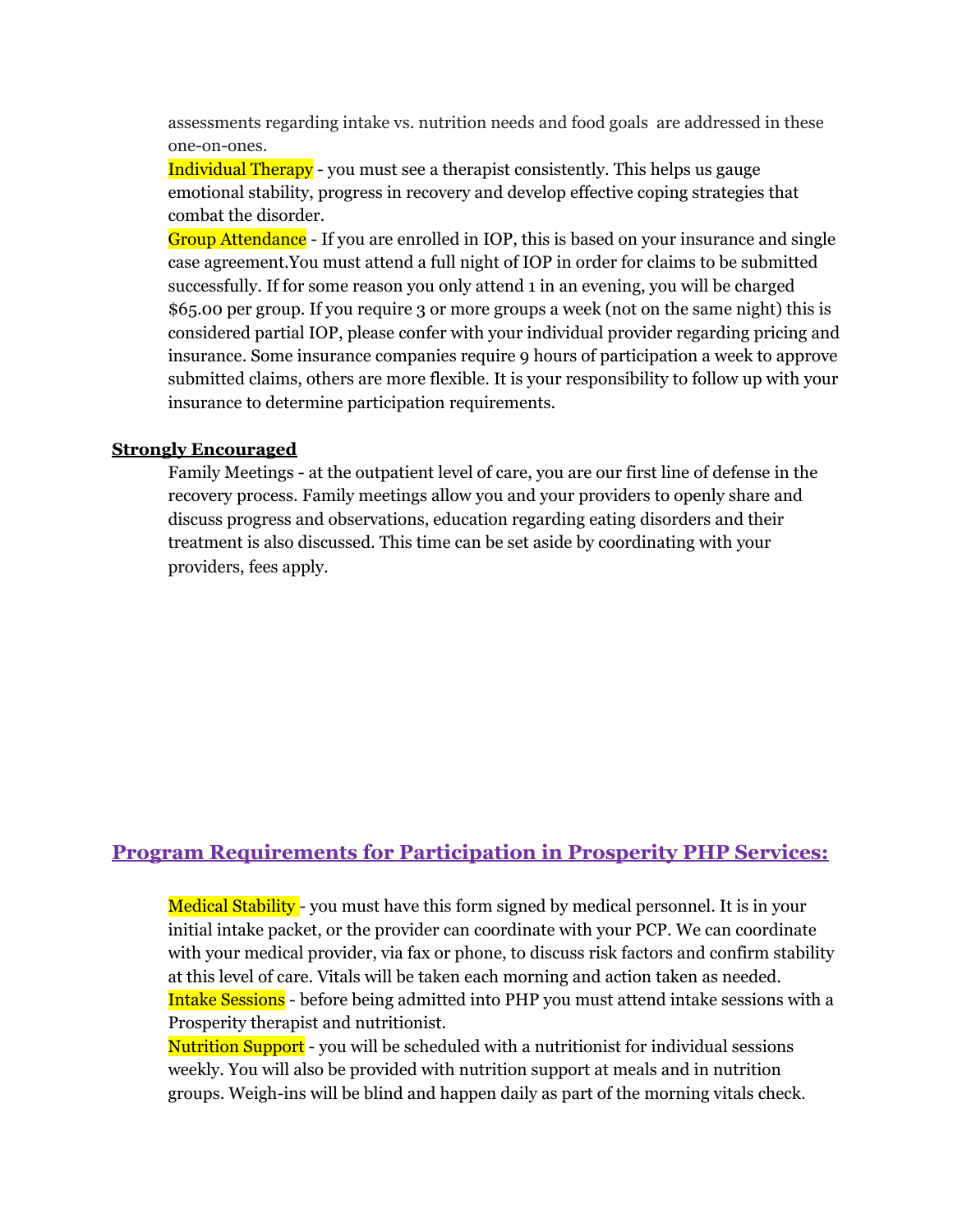assessments regarding intake vs. nutrition needs and food goals are addressed in these one-on-ones.

Individual Therapy - you must see a therapist consistently. This helps us gauge emotional stability, progress in recovery and develop effective coping strategies that combat the disorder.

Group Attendance - If you are enrolled in IOP, this is based on your insurance and single case agreement.You must attend a full night of IOP in order for claims to be submitted successfully. If for some reason you only attend 1 in an evening, you will be charged $65.00 per group. If you require 3 or more groups a week (not on the same night) this is considered partial IOP, please confer with your individual provider regarding pricing and insurance. Some insurance companies require 9 hours of participation a week to approve submitted claims, others are more flexible. It is your responsibility to follow up with your insurance to determine participation requirements.

**Strongly Encouraged**

Family Meetings - at the outpatient level of care, you are our first line of defense in the recovery process. Family meetings allow you and your providers to openly share and discuss progress and observations, education regarding eating disorders and their treatment is also discussed. This time can be set aside by coordinating with your providers, fees apply.

## Program Requirements for Participation in Prosperity PHP Services:

Medical Stability - you must have this form signed by medical personnel. It is in your initial intake packet, or the provider can coordinate with your PCP. We can coordinate with your medical provider, via fax or phone, to discuss risk factors and confirm stability at this level of care. Vitals will be taken each morning and action taken as needed.

Intake Sessions - before being admitted into PHP you must attend intake sessions with a Prosperity therapist and nutritionist.

Nutrition Support - you will be scheduled with a nutritionist for individual sessions weekly. You will also be provided with nutrition support at meals and in nutrition groups. Weigh-ins will be blind and happen daily as part of the morning vitals check.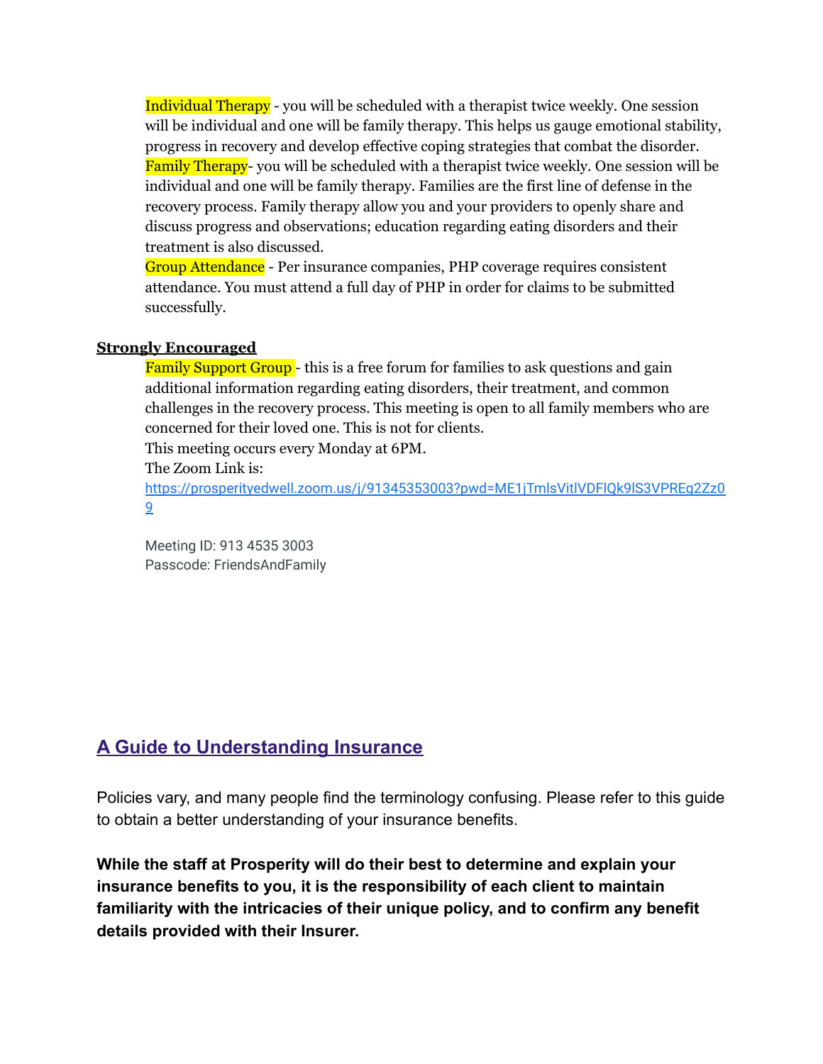Individual Therapy - you will be scheduled with a therapist twice weekly. One session will be individual and one will be family therapy. This helps us gauge emotional stability, progress in recovery and develop effective coping strategies that combat the disorder.

Family Therapy- you will be scheduled with a therapist twice weekly. One session will be individual and one will be family therapy. Families are the first line of defense in the recovery process. Family therapy allow you and your providers to openly share and discuss progress and observations; education regarding eating disorders and their treatment is also discussed.

Group Attendance - Per insurance companies, PHP coverage requires consistent attendance. You must attend a full day of PHP in order for claims to be submitted successfully.

**Strongly Encouraged**

Family Support Group - this is a free forum for families to ask questions and gain additional information regarding eating disorders, their treatment, and common challenges in the recovery process. This meeting is open to all family members who are concerned for their loved one. This is not for clients.

This meeting occurs every Monday at 6PM.

The Zoom Link is:
https://prosperityedwell.zoom.us/j/91345353003?pwd=ME1jTmlsVitlVDFlQk9lS3VPREg2Zz09

Meeting ID: 913 4535 3003
Passcode: FriendsAndFamily

## A Guide to Understanding Insurance

Policies vary, and many people find the terminology confusing. Please refer to this guide to obtain a better understanding of your insurance benefits.

**While the staff at Prosperity will do their best to determine and explain your insurance benefits to you, it is the responsibility of each client to maintain familiarity with the intricacies of their unique policy, and to confirm any benefit details provided with their Insurer.**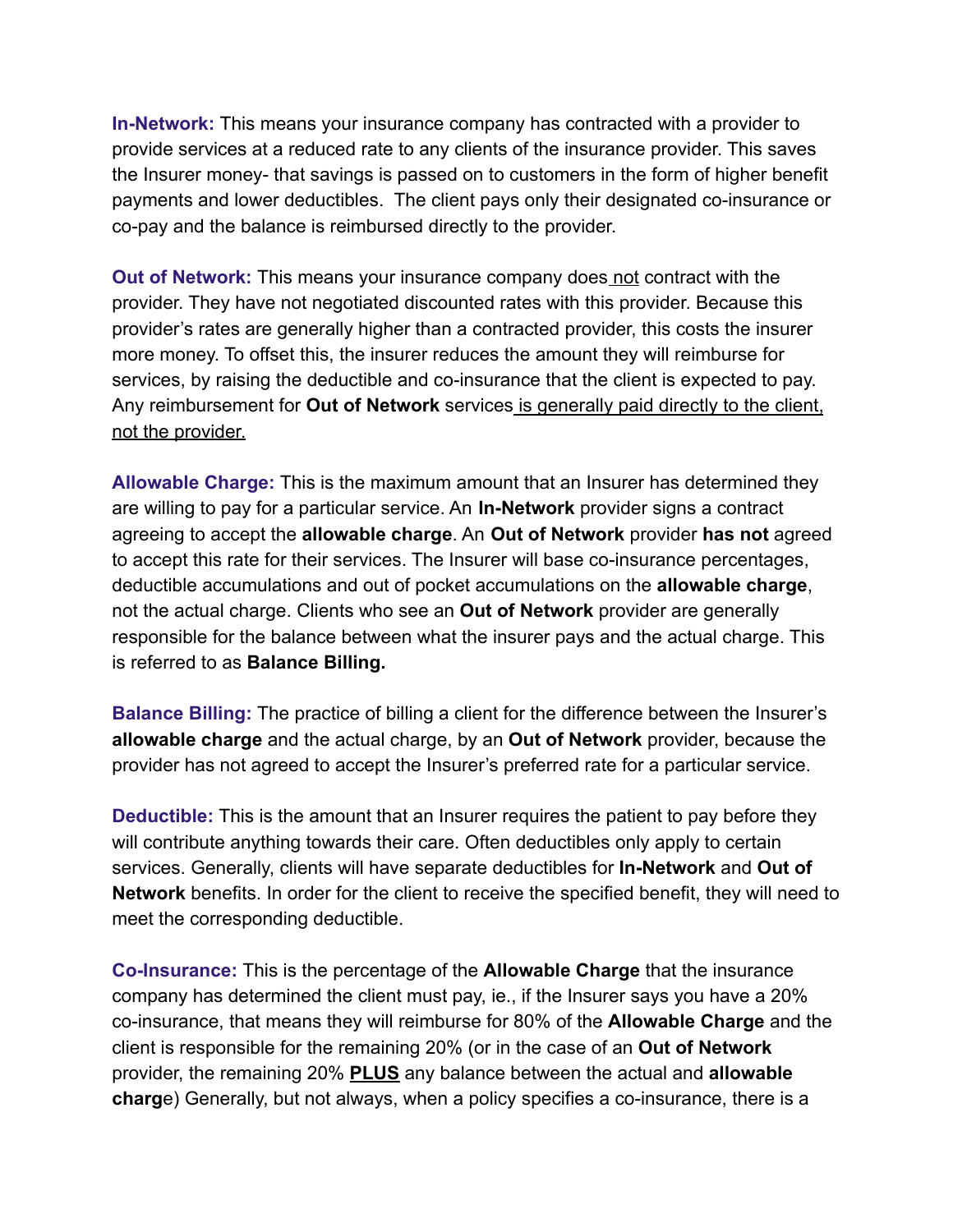**In-Network:** This means your insurance company has contracted with a provider to provide services at a reduced rate to any clients of the insurance provider. This saves the Insurer money- that savings is passed on to customers in the form of higher benefit payments and lower deductibles. The client pays only their designated co-insurance or co-pay and the balance is reimbursed directly to the provider.

**Out of Network:** This means your insurance company does not contract with the provider. They have not negotiated discounted rates with this provider. Because this provider's rates are generally higher than a contracted provider, this costs the insurer more money. To offset this, the insurer reduces the amount they will reimburse for services, by raising the deductible and co-insurance that the client is expected to pay. Any reimbursement for **Out of Network** services is generally paid directly to the client, not the provider.

**Allowable Charge:** This is the maximum amount that an Insurer has determined they are willing to pay for a particular service. An **In-Network** provider signs a contract agreeing to accept the **allowable charge**. An **Out of Network** provider **has not** agreed to accept this rate for their services. The Insurer will base co-insurance percentages, deductible accumulations and out of pocket accumulations on the **allowable charge**, not the actual charge. Clients who see an **Out of Network** provider are generally responsible for the balance between what the insurer pays and the actual charge. This is referred to as **Balance Billing.**

**Balance Billing:** The practice of billing a client for the difference between the Insurer's **allowable charge** and the actual charge, by an **Out of Network** provider, because the provider has not agreed to accept the Insurer's preferred rate for a particular service.

**Deductible:** This is the amount that an Insurer requires the patient to pay before they will contribute anything towards their care. Often deductibles only apply to certain services. Generally, clients will have separate deductibles for **In-Network** and **Out of Network** benefits. In order for the client to receive the specified benefit, they will need to meet the corresponding deductible.

**Co-Insurance:** This is the percentage of the **Allowable Charge** that the insurance company has determined the client must pay, ie., if the Insurer says you have a 20% co-insurance, that means they will reimburse for 80% of the **Allowable Charge** and the client is responsible for the remaining 20% (or in the case of an **Out of Network** provider, the remaining 20% **PLUS** any balance between the actual and **allowable charge**) Generally, but not always, when a policy specifies a co-insurance, there is a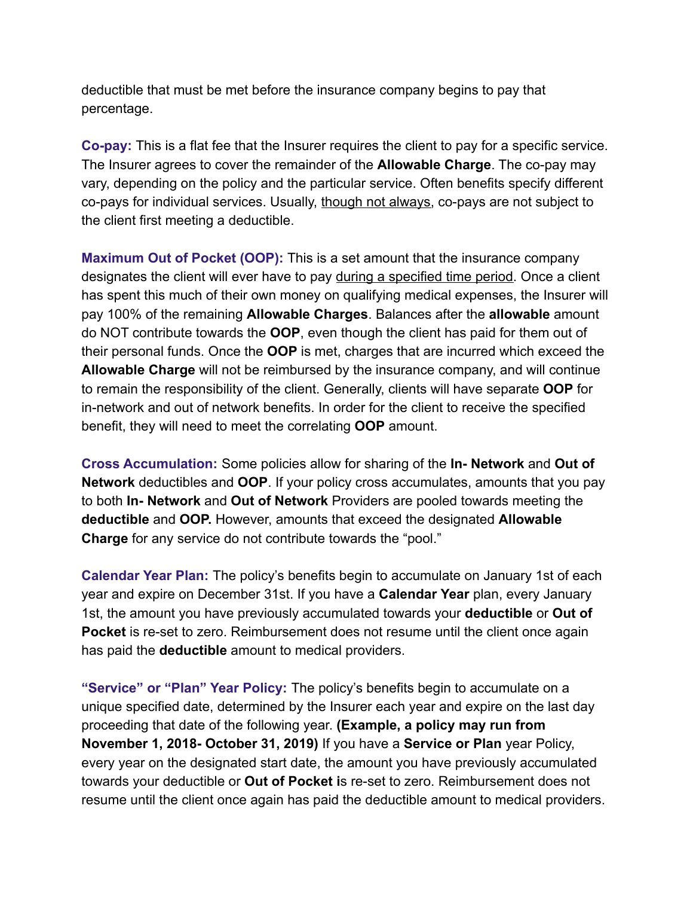deductible that must be met before the insurance company begins to pay that percentage.

**Co-pay:** This is a flat fee that the Insurer requires the client to pay for a specific service. The Insurer agrees to cover the remainder of the **Allowable Charge**. The co-pay may vary, depending on the policy and the particular service. Often benefits specify different co-pays for individual services. Usually, <u>though not always</u>, co-pays are not subject to the client first meeting a deductible.

**Maximum Out of Pocket (OOP):** This is a set amount that the insurance company designates the client will ever have to pay <u>during a specified time period</u>. Once a client has spent this much of their own money on qualifying medical expenses, the Insurer will pay 100% of the remaining **Allowable Charges**. Balances after the **allowable** amount do NOT contribute towards the **OOP**, even though the client has paid for them out of their personal funds. Once the **OOP** is met, charges that are incurred which exceed the **Allowable Charge** will not be reimbursed by the insurance company, and will continue to remain the responsibility of the client. Generally, clients will have separate **OOP** for in-network and out of network benefits. In order for the client to receive the specified benefit, they will need to meet the correlating **OOP** amount.

**Cross Accumulation:** Some policies allow for sharing of the **In- Network** and **Out of Network** deductibles and **OOP**. If your policy cross accumulates, amounts that you pay to both **In- Network** and **Out of Network** Providers are pooled towards meeting the **deductible** and **OOP.** However, amounts that exceed the designated **Allowable Charge** for any service do not contribute towards the "pool."

**Calendar Year Plan:** The policy's benefits begin to accumulate on January 1st of each year and expire on December 31st. If you have a **Calendar Year** plan, every January 1st, the amount you have previously accumulated towards your **deductible** or **Out of Pocket** is re-set to zero. Reimbursement does not resume until the client once again has paid the **deductible** amount to medical providers.

**"Service" or "Plan" Year Policy:** The policy's benefits begin to accumulate on a unique specified date, determined by the Insurer each year and expire on the last day proceeding that date of the following year. **(Example, a policy may run from November 1, 2018- October 31, 2019)** If you have a **Service or Plan** year Policy, every year on the designated start date, the amount you have previously accumulated towards your deductible or **Out of Pocket i**s re-set to zero. Reimbursement does not resume until the client once again has paid the deductible amount to medical providers.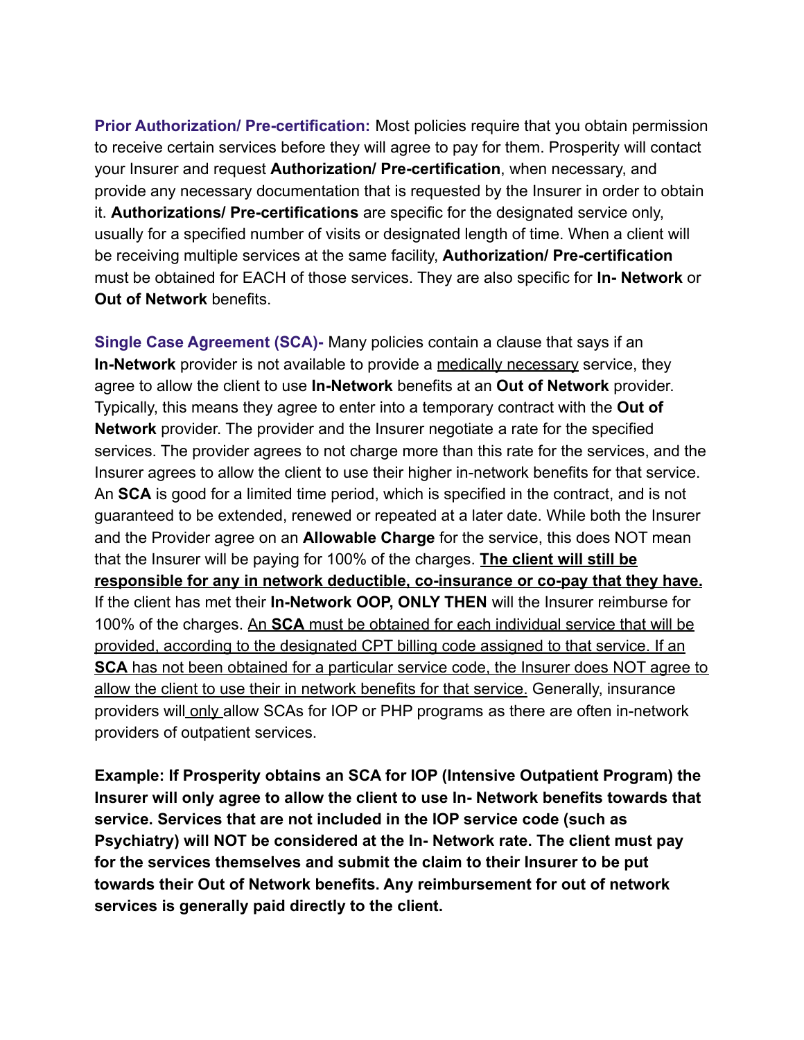**Prior Authorization/ Pre-certification:** Most policies require that you obtain permission to receive certain services before they will agree to pay for them. Prosperity will contact your Insurer and request **Authorization/ Pre-certification**, when necessary, and provide any necessary documentation that is requested by the Insurer in order to obtain it. **Authorizations/ Pre-certifications** are specific for the designated service only, usually for a specified number of visits or designated length of time. When a client will be receiving multiple services at the same facility, **Authorization/ Pre-certification** must be obtained for EACH of those services. They are also specific for **In- Network** or **Out of Network** benefits.

**Single Case Agreement (SCA)-** Many policies contain a clause that says if an **In-Network** provider is not available to provide a medically necessary service, they agree to allow the client to use **In-Network** benefits at an **Out of Network** provider. Typically, this means they agree to enter into a temporary contract with the **Out of Network** provider. The provider and the Insurer negotiate a rate for the specified services. The provider agrees to not charge more than this rate for the services, and the Insurer agrees to allow the client to use their higher in-network benefits for that service. An **SCA** is good for a limited time period, which is specified in the contract, and is not guaranteed to be extended, renewed or repeated at a later date. While both the Insurer and the Provider agree on an **Allowable Charge** for the service, this does NOT mean that the Insurer will be paying for 100% of the charges. **The client will still be responsible for any in network deductible, co-insurance or co-pay that they have.** If the client has met their **In-Network OOP, ONLY THEN** will the Insurer reimburse for 100% of the charges. An **SCA** must be obtained for each individual service that will be provided, according to the designated CPT billing code assigned to that service. If an **SCA** has not been obtained for a particular service code, the Insurer does NOT agree to allow the client to use their in network benefits for that service. Generally, insurance providers will only allow SCAs for IOP or PHP programs as there are often in-network providers of outpatient services.

**Example: If Prosperity obtains an SCA for IOP (Intensive Outpatient Program) the Insurer will only agree to allow the client to use In- Network benefits towards that service. Services that are not included in the IOP service code (such as Psychiatry) will NOT be considered at the In- Network rate. The client must pay for the services themselves and submit the claim to their Insurer to be put towards their Out of Network benefits. Any reimbursement for out of network services is generally paid directly to the client.**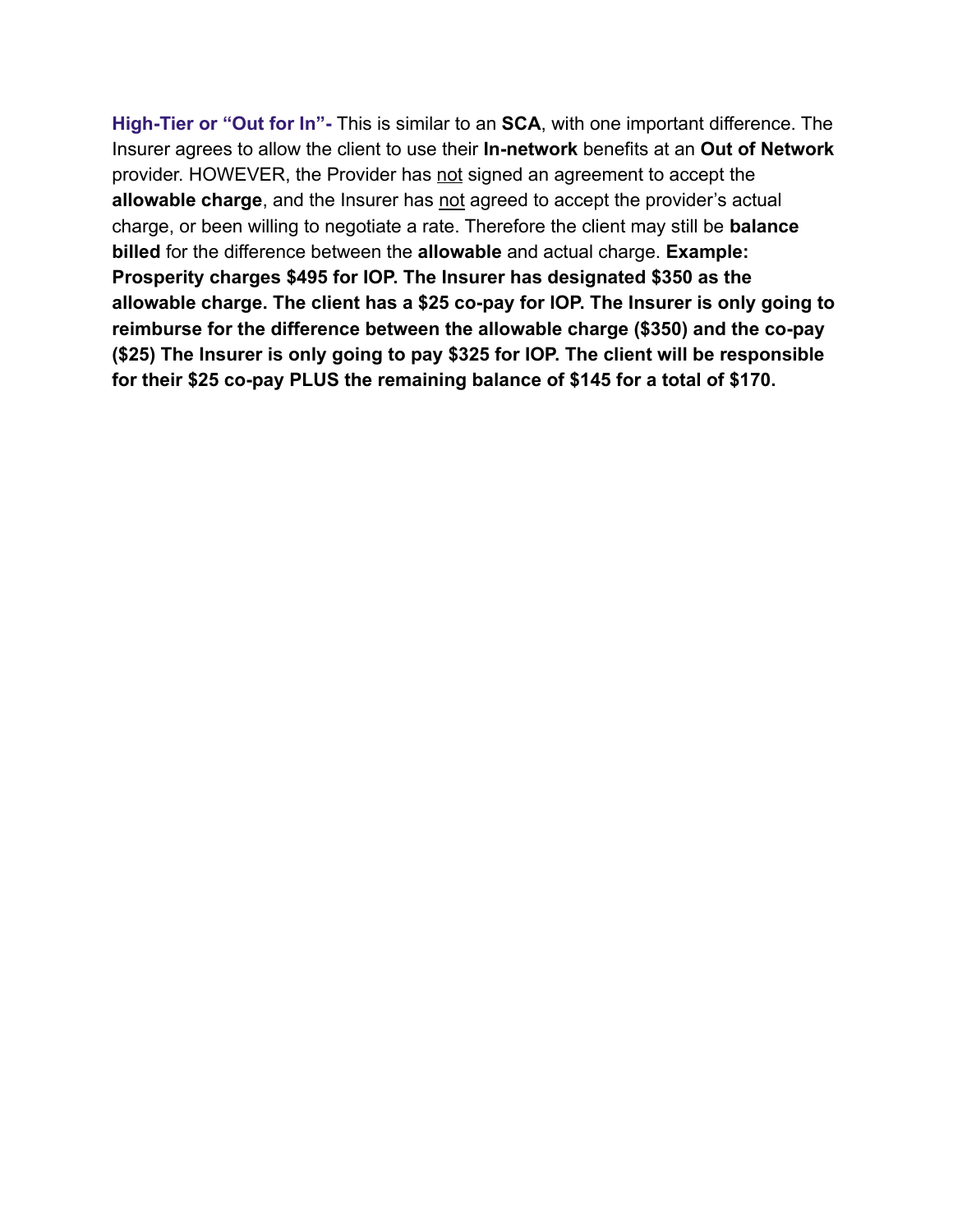**High-Tier or "Out for In"-** This is similar to an **SCA**, with one important difference. The Insurer agrees to allow the client to use their **In-network** benefits at an **Out of Network** provider. HOWEVER, the Provider has not signed an agreement to accept the **allowable charge**, and the Insurer has not agreed to accept the provider's actual charge, or been willing to negotiate a rate. Therefore the client may still be **balance billed** for the difference between the **allowable** and actual charge. **Example: Prosperity charges $495 for IOP. The Insurer has designated $350 as the allowable charge. The client has a $25 co-pay for IOP. The Insurer is only going to reimburse for the difference between the allowable charge ($350) and the co-pay ($25) The Insurer is only going to pay $325 for IOP. The client will be responsible for their $25 co-pay PLUS the remaining balance of $145 for a total of $170.**